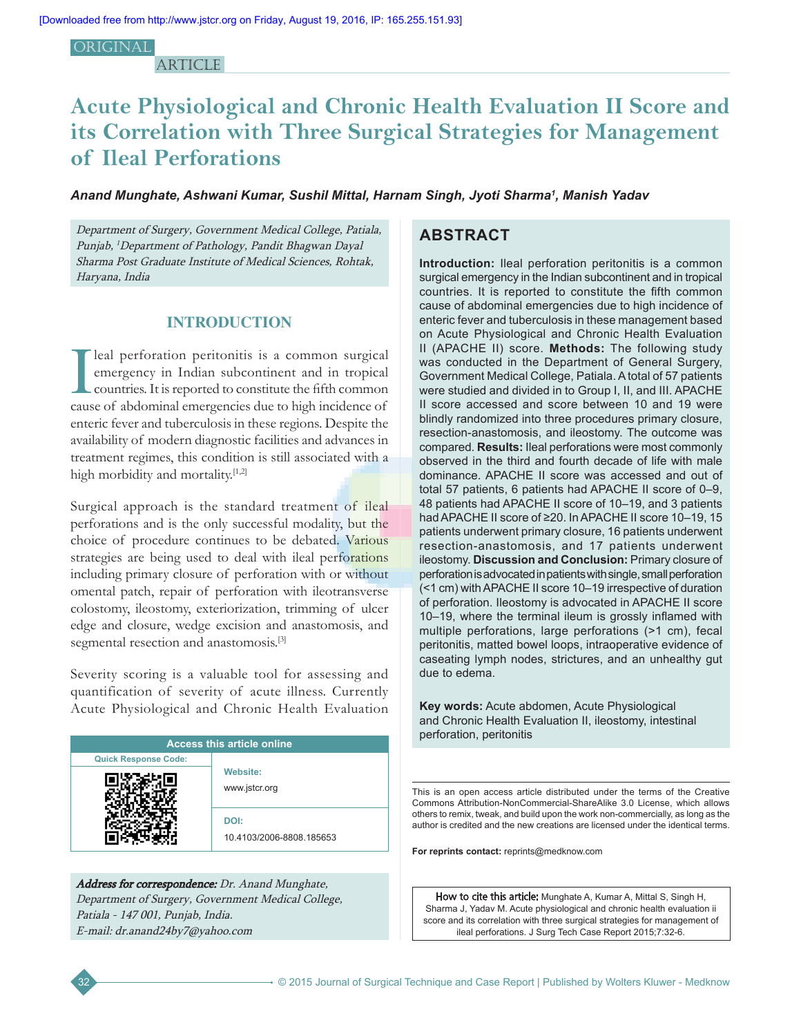ORIGINAL ARTICLE

# Acute Physiological and Chronic Health Evaluation II Score and its Correlation with Three Surgical Strategies for Management of Ileal Perforations

***Anand Munghate, Ashwani Kumar, Sushil Mittal, Harnam Singh, Jyoti Sharma[1], Manish Yadav***

*Department of Surgery, Government Medical College, Patiala, Punjab, [1]Department of Pathology, Pandit Bhagwan Dayal Sharma Post Graduate Institute of Medical Sciences, Rohtak, Haryana, India*

## ABSTRACT

**Introduction:** Ileal perforation peritonitis is a common surgical emergency in the Indian subcontinent and in tropical countries. It is reported to constitute the fifth common cause of abdominal emergencies due to high incidence of enteric fever and tuberculosis in these management based on Acute Physiological and Chronic Health Evaluation II (APACHE II) score. **Methods:** The following study was conducted in the Department of General Surgery, Government Medical College, Patiala. A total of 57 patients were studied and divided in to Group I, II, and III. APACHE II score accessed and score between 10 and 19 were blindly randomized into three procedures primary closure, resection-anastomosis, and ileostomy. The outcome was compared. **Results:** Ileal perforations were most commonly observed in the third and fourth decade of life with male dominance. APACHE II score was accessed and out of total 57 patients, 6 patients had APACHE II score of 0–9, 48 patients had APACHE II score of 10–19, and 3 patients had APACHE II score of ≥20. In APACHE II score 10–19, 15 patients underwent primary closure, 16 patients underwent resection-anastomosis, and 17 patients underwent ileostomy. **Discussion and Conclusion:** Primary closure of perforation is advocated in patients with single, small perforation (<1 cm) with APACHE II score 10–19 irrespective of duration of perforation. Ileostomy is advocated in APACHE II score 10–19, where the terminal ileum is grossly inflamed with multiple perforations, large perforations (>1 cm), fecal peritonitis, matted bowel loops, intraoperative evidence of caseating lymph nodes, strictures, and an unhealthy gut due to edema.

**Key words:** Acute abdomen, Acute Physiological and Chronic Health Evaluation II, ileostomy, intestinal perforation, peritonitis

## INTRODUCTION

Ileal perforation peritonitis is a common surgical emergency in Indian subcontinent and in tropical countries. It is reported to constitute the fifth common cause of abdominal emergencies due to high incidence of enteric fever and tuberculosis in these regions. Despite the availability of modern diagnostic facilities and advances in treatment regimes, this condition is still associated with a high morbidity and mortality.[1,2]

Surgical approach is the standard treatment of ileal perforations and is the only successful modality, but the choice of procedure continues to be debated. Various strategies are being used to deal with ileal perforations including primary closure of perforation with or without omental patch, repair of perforation with ileotransverse colostomy, ileostomy, exteriorization, trimming of ulcer edge and closure, wedge excision and anastomosis, and segmental resection and anastomosis.[3]

Severity scoring is a valuable tool for assessing and quantification of severity of acute illness. Currently Acute Physiological and Chronic Health Evaluation

| Access this article online | |
|---|---|
| Quick Response Code: | **Website:** www.jstcr.org |
| | **DOI:** 10.4103/2006-8808.185653 |

*Address for correspondence:* Dr. Anand Munghate, Department of Surgery, Government Medical College, Patiala - 147 001, Punjab, India. E-mail: dr.anand24by7@yahoo.com

This is an open access article distributed under the terms of the Creative Commons Attribution-NonCommercial-ShareAlike 3.0 License, which allows others to remix, tweak, and build upon the work non-commercially, as long as the author is credited and the new creations are licensed under the identical terms.

**For reprints contact:** reprints@medknow.com

**How to cite this article:** Munghate A, Kumar A, Mittal S, Singh H, Sharma J, Yadav M. Acute physiological and chronic health evaluation ii score and its correlation with three surgical strategies for management of ileal perforations. J Surg Tech Case Report 2015;7:32-6.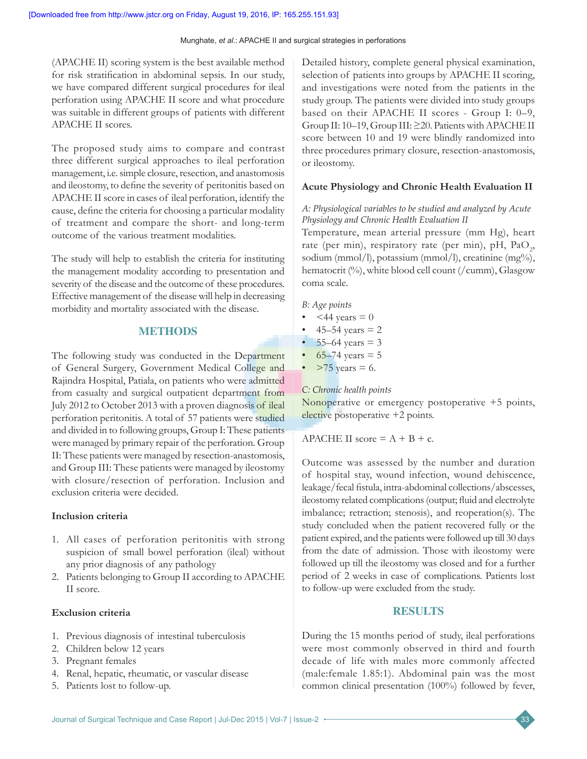(APACHE II) scoring system is the best available method for risk stratification in abdominal sepsis. In our study, we have compared different surgical procedures for ileal perforation using APACHE II score and what procedure was suitable in different groups of patients with different APACHE II scores.

The proposed study aims to compare and contrast three different surgical approaches to ileal perforation management, i.e. simple closure, resection, and anastomosis and ileostomy, to define the severity of peritonitis based on APACHE II score in cases of ileal perforation, identify the cause, define the criteria for choosing a particular modality of treatment and compare the short- and long-term outcome of the various treatment modalities.

The study will help to establish the criteria for instituting the management modality according to presentation and severity of the disease and the outcome of these procedures. Effective management of the disease will help in decreasing morbidity and mortality associated with the disease.

## METHODS

The following study was conducted in the Department of General Surgery, Government Medical College and Rajindra Hospital, Patiala, on patients who were admitted from casualty and surgical outpatient department from July 2012 to October 2013 with a proven diagnosis of ileal perforation peritonitis. A total of 57 patients were studied and divided in to following groups, Group I: These patients were managed by primary repair of the perforation. Group II: These patients were managed by resection-anastomosis, and Group III: These patients were managed by ileostomy with closure/resection of perforation. Inclusion and exclusion criteria were decided.

### Inclusion criteria

1. All cases of perforation peritonitis with strong suspicion of small bowel perforation (ileal) without any prior diagnosis of any pathology
2. Patients belonging to Group II according to APACHE II score.

### Exclusion criteria

1. Previous diagnosis of intestinal tuberculosis
2. Children below 12 years
3. Pregnant females
4. Renal, hepatic, rheumatic, or vascular disease
5. Patients lost to follow-up.

Detailed history, complete general physical examination, selection of patients into groups by APACHE II scoring, and investigations were noted from the patients in the study group. The patients were divided into study groups based on their APACHE II scores - Group I: 0–9, Group II: 10–19, Group III: ≥20. Patients with APACHE II score between 10 and 19 were blindly randomized into three procedures primary closure, resection-anastomosis, or ileostomy.

### Acute Physiology and Chronic Health Evaluation II

*A: Physiological variables to be studied and analyzed by Acute Physiology and Chronic Health Evaluation II*

Temperature, mean arterial pressure (mm Hg), heart rate (per min), respiratory rate (per min), pH, $PaO_2$, sodium (mmol/l), potassium (mmol/l), creatinine (mg%), hematocrit (%), white blood cell count (/cumm), Glasgow coma scale.

*B: Age points*

- <44 years = 0
- 45–54 years = 2
- 55–64 years = 3
- 65–74 years = 5
- >75 years = 6.

*C: Chronic health points*

Nonoperative or emergency postoperative +5 points, elective postoperative +2 points.

APACHE II score = A + B + c.

Outcome was assessed by the number and duration of hospital stay, wound infection, wound dehiscence, leakage/fecal fistula, intra-abdominal collections/abscesses, ileostomy related complications (output; fluid and electrolyte imbalance; retraction; stenosis), and reoperation(s). The study concluded when the patient recovered fully or the patient expired, and the patients were followed up till 30 days from the date of admission. Those with ileostomy were followed up till the ileostomy was closed and for a further period of 2 weeks in case of complications. Patients lost to follow-up were excluded from the study.

## RESULTS

During the 15 months period of study, ileal perforations were most commonly observed in third and fourth decade of life with males more commonly affected (male:female 1.85:1). Abdominal pain was the most common clinical presentation (100%) followed by fever,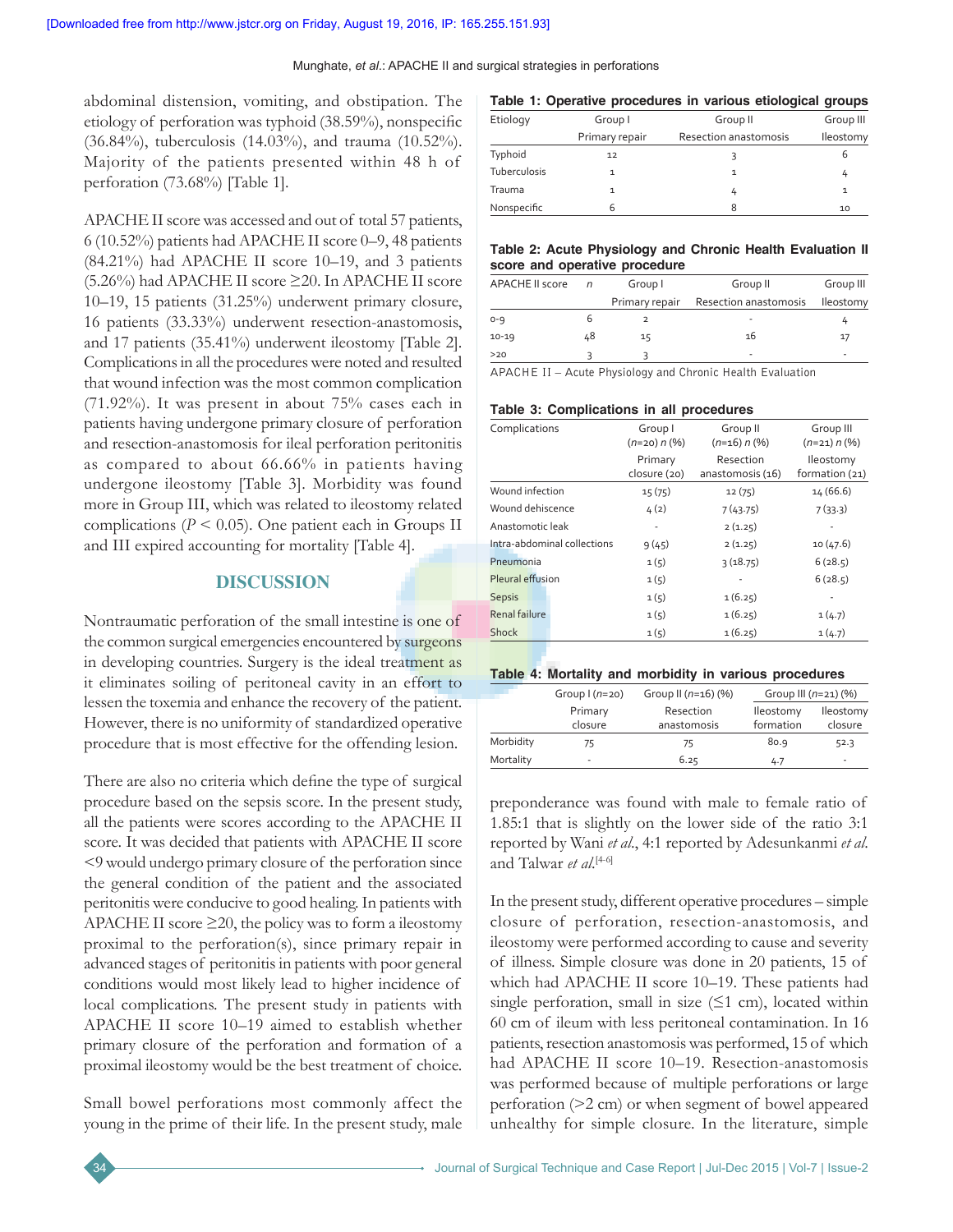abdominal distension, vomiting, and obstipation. The etiology of perforation was typhoid (38.59%), nonspecific (36.84%), tuberculosis (14.03%), and trauma (10.52%). Majority of the patients presented within 48 h of perforation (73.68%) [Table 1].

APACHE II score was accessed and out of total 57 patients, 6 (10.52%) patients had APACHE II score 0–9, 48 patients (84.21%) had APACHE II score 10–19, and 3 patients (5.26%) had APACHE II score ≥20. In APACHE II score 10–19, 15 patients (31.25%) underwent primary closure, 16 patients (33.33%) underwent resection-anastomosis, and 17 patients (35.41%) underwent ileostomy [Table 2]. Complications in all the procedures were noted and resulted that wound infection was the most common complication (71.92%). It was present in about 75% cases each in patients having undergone primary closure of perforation and resection-anastomosis for ileal perforation peritonitis as compared to about 66.66% in patients having undergone ileostomy [Table 3]. Morbidity was found more in Group III, which was related to ileostomy related complications ($P < 0.05$). One patient each in Groups II and III expired accounting for mortality [Table 4].

## DISCUSSION

Nontraumatic perforation of the small intestine is one of the common surgical emergencies encountered by surgeons in developing countries. Surgery is the ideal treatment as it eliminates soiling of peritoneal cavity in an effort to lessen the toxemia and enhance the recovery of the patient. However, there is no uniformity of standardized operative procedure that is most effective for the offending lesion.

There are also no criteria which define the type of surgical procedure based on the sepsis score. In the present study, all the patients were scores according to the APACHE II score. It was decided that patients with APACHE II score <9 would undergo primary closure of the perforation since the general condition of the patient and the associated peritonitis were conducive to good healing. In patients with APACHE II score ≥20, the policy was to form a ileostomy proximal to the perforation(s), since primary repair in advanced stages of peritonitis in patients with poor general conditions would most likely lead to higher incidence of local complications. The present study in patients with APACHE II score 10–19 aimed to establish whether primary closure of the perforation and formation of a proximal ileostomy would be the best treatment of choice.

Small bowel perforations most commonly affect the young in the prime of their life. In the present study, male preponderance was found with male to female ratio of 1.85:1 that is slightly on the lower side of the ratio 3:1 reported by Wani *et al.*, 4:1 reported by Adesunkanmi *et al.* and Talwar *et al.*[4-6]

In the present study, different operative procedures – simple closure of perforation, resection-anastomosis, and ileostomy were performed according to cause and severity of illness. Simple closure was done in 20 patients, 15 of which had APACHE II score 10–19. These patients had single perforation, small in size (≤1 cm), located within 60 cm of ileum with less peritoneal contamination. In 16 patients, resection anastomosis was performed, 15 of which had APACHE II score 10–19. Resection-anastomosis was performed because of multiple perforations or large perforation (>2 cm) or when segment of bowel appeared unhealthy for simple closure. In the literature, simple

**Table 1: Operative procedures in various etiological groups**

| Etiology | Group I Primary repair | Group II Resection anastomosis | Group III Ileostomy |
|---|---|---|---|
| Typhoid | 12 | 3 | 6 |
| Tuberculosis | 1 | 1 | 4 |
| Trauma | 1 | 4 | 1 |
| Nonspecific | 6 | 8 | 10 |

**Table 2: Acute Physiology and Chronic Health Evaluation II score and operative procedure**

| APACHE II score | n | Group I Primary repair | Group II Resection anastomosis | Group III Ileostomy |
|---|---|---|---|---|
| 0-9 | 6 | 2 | - | 4 |
| 10-19 | 48 | 15 | 16 | 17 |
| >20 | 3 | 3 | - | - |

APACHE II – Acute Physiology and Chronic Health Evaluation

**Table 3: Complications in all procedures**

| Complications | Group I (n=20) n (%) Primary closure (20) | Group II (n=16) n (%) Resection anastomosis (16) | Group III (n=21) n (%) Ileostomy formation (21) |
|---|---|---|---|
| Wound infection | 15 (75) | 12 (75) | 14 (66.6) |
| Wound dehiscence | 4 (2) | 7 (43.75) | 7 (33.3) |
| Anastomotic leak | - | 2 (1.25) | - |
| Intra-abdominal collections | 9 (45) | 2 (1.25) | 10 (47.6) |
| Pneumonia | 1 (5) | 3 (18.75) | 6 (28.5) |
| Pleural effusion | 1 (5) | - | 6 (28.5) |
| Sepsis | 1 (5) | 1 (6.25) | - |
| Renal failure | 1 (5) | 1 (6.25) | 1 (4.7) |
| Shock | 1 (5) | 1 (6.25) | 1 (4.7) |

**Table 4: Mortality and morbidity in various procedures**

| | Group I (n=20) | Group II (n=16) (%) | Group III (n=21) (%) | |
|---|---|---|---|---|
| | Primary closure | Resection anastomosis | Ileostomy formation | Ileostomy closure |
| Morbidity | 75 | 75 | 80.9 | 52.3 |
| Mortality | - | 6.25 | 4.7 | - |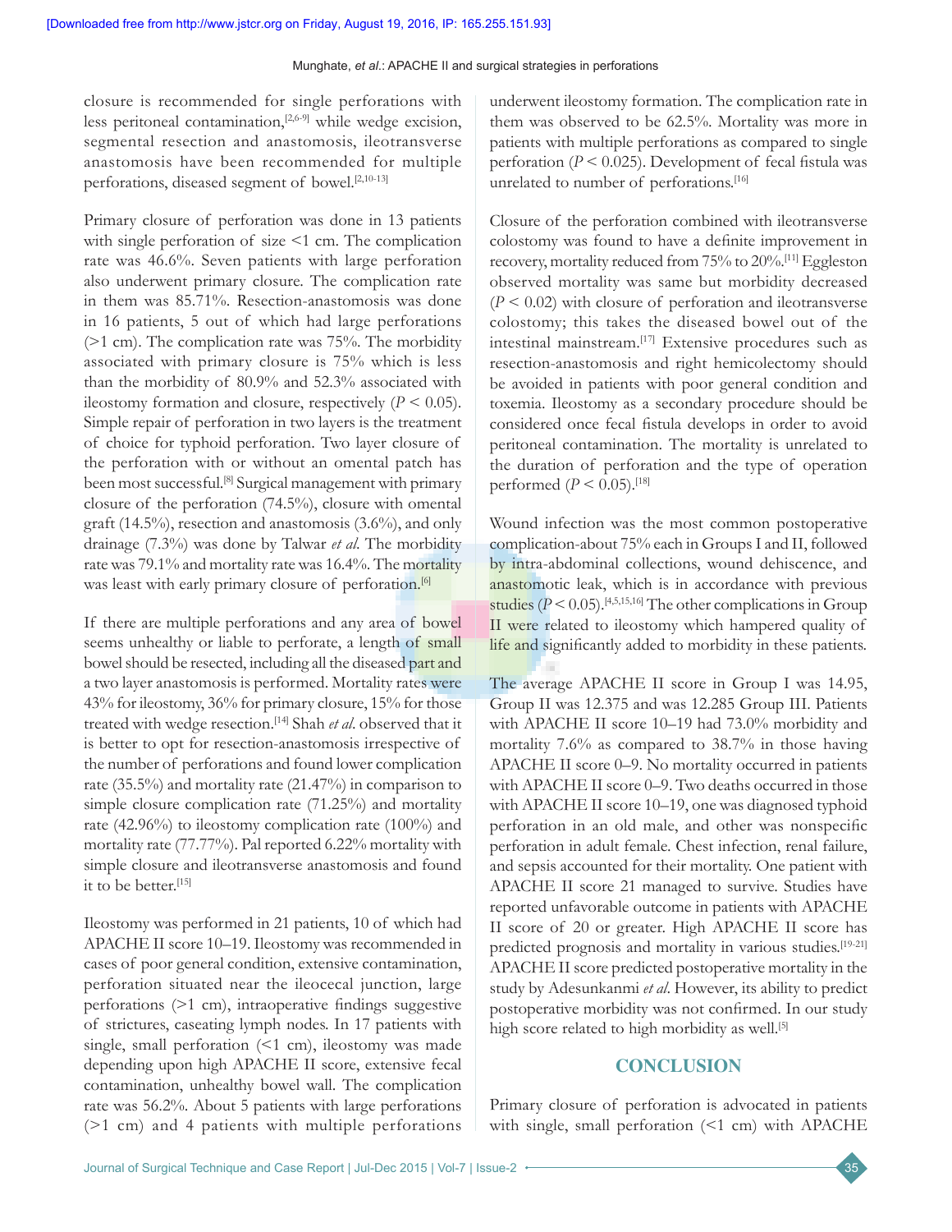closure is recommended for single perforations with less peritoneal contamination,[2,6-9] while wedge excision, segmental resection and anastomosis, ileotransverse anastomosis have been recommended for multiple perforations, diseased segment of bowel.[2,10-13]

Primary closure of perforation was done in 13 patients with single perforation of size <1 cm. The complication rate was 46.6%. Seven patients with large perforation also underwent primary closure. The complication rate in them was 85.71%. Resection-anastomosis was done in 16 patients, 5 out of which had large perforations (>1 cm). The complication rate was 75%. The morbidity associated with primary closure is 75% which is less than the morbidity of 80.9% and 52.3% associated with ileostomy formation and closure, respectively ($P < 0.05$). Simple repair of perforation in two layers is the treatment of choice for typhoid perforation. Two layer closure of the perforation with or without an omental patch has been most successful.[8] Surgical management with primary closure of the perforation (74.5%), closure with omental graft (14.5%), resection and anastomosis (3.6%), and only drainage (7.3%) was done by Talwar *et al.* The morbidity rate was 79.1% and mortality rate was 16.4%. The mortality was least with early primary closure of perforation.[6]

If there are multiple perforations and any area of bowel seems unhealthy or liable to perforate, a length of small bowel should be resected, including all the diseased part and a two layer anastomosis is performed. Mortality rates were 43% for ileostomy, 36% for primary closure, 15% for those treated with wedge resection.[14] Shah *et al.* observed that it is better to opt for resection-anastomosis irrespective of the number of perforations and found lower complication rate (35.5%) and mortality rate (21.47%) in comparison to simple closure complication rate (71.25%) and mortality rate (42.96%) to ileostomy complication rate (100%) and mortality rate (77.77%). Pal reported 6.22% mortality with simple closure and ileotransverse anastomosis and found it to be better.[15]

Ileostomy was performed in 21 patients, 10 of which had APACHE II score 10–19. Ileostomy was recommended in cases of poor general condition, extensive contamination, perforation situated near the ileocecal junction, large perforations (>1 cm), intraoperative findings suggestive of strictures, caseating lymph nodes. In 17 patients with single, small perforation (<1 cm), ileostomy was made depending upon high APACHE II score, extensive fecal contamination, unhealthy bowel wall. The complication rate was 56.2%. About 5 patients with large perforations (>1 cm) and 4 patients with multiple perforations underwent ileostomy formation. The complication rate in them was observed to be 62.5%. Mortality was more in patients with multiple perforations as compared to single perforation ($P < 0.025$). Development of fecal fistula was unrelated to number of perforations.[16]

Closure of the perforation combined with ileotransverse colostomy was found to have a definite improvement in recovery, mortality reduced from 75% to 20%.[11] Eggleston observed mortality was same but morbidity decreased ($P < 0.02$) with closure of perforation and ileotransverse colostomy; this takes the diseased bowel out of the intestinal mainstream.[17] Extensive procedures such as resection-anastomosis and right hemicolectomy should be avoided in patients with poor general condition and toxemia. Ileostomy as a secondary procedure should be considered once fecal fistula develops in order to avoid peritoneal contamination. The mortality is unrelated to the duration of perforation and the type of operation performed ($P < 0.05$).[18]

Wound infection was the most common postoperative complication-about 75% each in Groups I and II, followed by intra-abdominal collections, wound dehiscence, and anastomotic leak, which is in accordance with previous studies ($P < 0.05$).[4,5,15,16] The other complications in Group II were related to ileostomy which hampered quality of life and significantly added to morbidity in these patients.

The average APACHE II score in Group I was 14.95, Group II was 12.375 and was 12.285 Group III. Patients with APACHE II score 10–19 had 73.0% morbidity and mortality 7.6% as compared to 38.7% in those having APACHE II score 0–9. No mortality occurred in patients with APACHE II score 0–9. Two deaths occurred in those with APACHE II score 10–19, one was diagnosed typhoid perforation in an old male, and other was nonspecific perforation in adult female. Chest infection, renal failure, and sepsis accounted for their mortality. One patient with APACHE II score 21 managed to survive. Studies have reported unfavorable outcome in patients with APACHE II score of 20 or greater. High APACHE II score has predicted prognosis and mortality in various studies.[19-21] APACHE II score predicted postoperative mortality in the study by Adesunkanmi *et al.* However, its ability to predict postoperative morbidity was not confirmed. In our study high score related to high morbidity as well.[5]

## CONCLUSION

Primary closure of perforation is advocated in patients with single, small perforation (<1 cm) with APACHE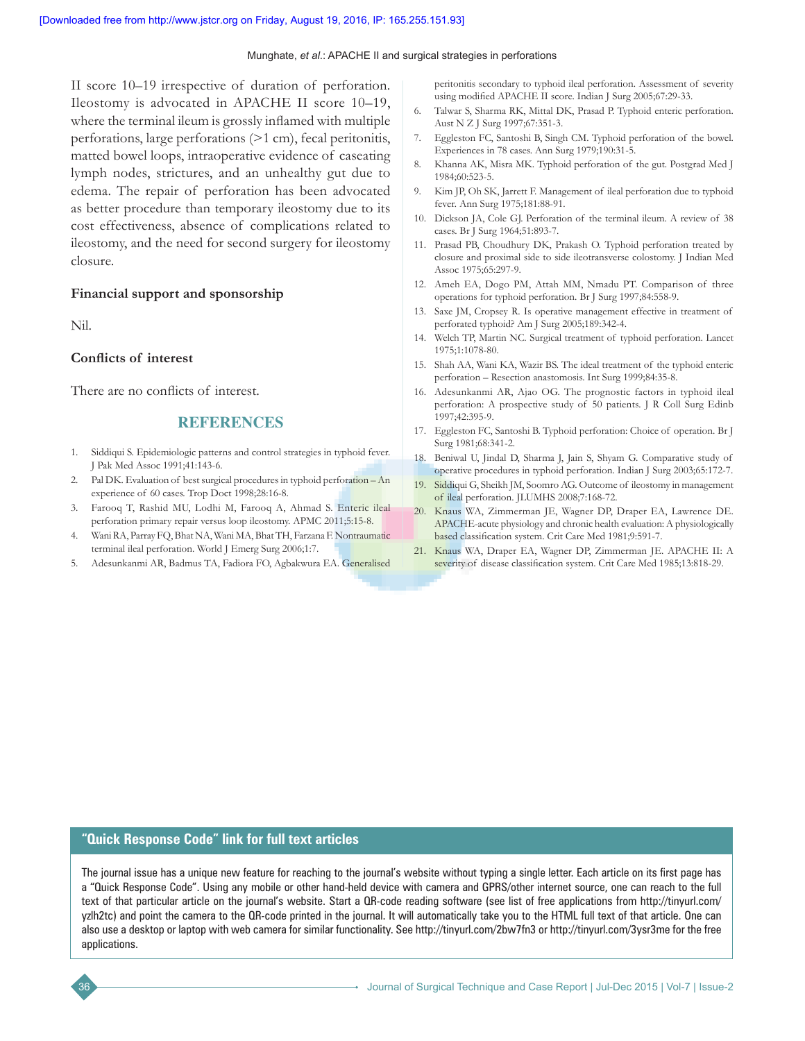II score 10–19 irrespective of duration of perforation. Ileostomy is advocated in APACHE II score 10–19, where the terminal ileum is grossly inflamed with multiple perforations, large perforations (>1 cm), fecal peritonitis, matted bowel loops, intraoperative evidence of caseating lymph nodes, strictures, and an unhealthy gut due to edema. The repair of perforation has been advocated as better procedure than temporary ileostomy due to its cost effectiveness, absence of complications related to ileostomy, and the need for second surgery for ileostomy closure.

### Financial support and sponsorship

Nil.

### Conflicts of interest

There are no conflicts of interest.

## REFERENCES

1. Siddiqui S. Epidemiologic patterns and control strategies in typhoid fever. J Pak Med Assoc 1991;41:143-6.
2. Pal DK. Evaluation of best surgical procedures in typhoid perforation – An experience of 60 cases. Trop Doct 1998;28:16-8.
3. Farooq T, Rashid MU, Lodhi M, Farooq A, Ahmad S. Enteric ileal perforation primary repair versus loop ileostomy. APMC 2011;5:15-8.
4. Wani RA, Parray FQ, Bhat NA, Wani MA, Bhat TH, Farzana F. Nontraumatic terminal ileal perforation. World J Emerg Surg 2006;1:7.
5. Adesunkanmi AR, Badmus TA, Fadiora FO, Agbakwura EA. Generalised peritonitis secondary to typhoid ileal perforation. Assessment of severity using modified APACHE II score. Indian J Surg 2005;67:29-33.
6. Talwar S, Sharma RK, Mittal DK, Prasad P. Typhoid enteric perforation. Aust N Z J Surg 1997;67:351-3.
7. Eggleston FC, Santoshi B, Singh CM. Typhoid perforation of the bowel. Experiences in 78 cases. Ann Surg 1979;190:31-5.
8. Khanna AK, Misra MK. Typhoid perforation of the gut. Postgrad Med J 1984;60:523-5.
9. Kim JP, Oh SK, Jarrett F. Management of ileal perforation due to typhoid fever. Ann Surg 1975;181:88-91.
10. Dickson JA, Cole GJ. Perforation of the terminal ileum. A review of 38 cases. Br J Surg 1964;51:893-7.
11. Prasad PB, Choudhury DK, Prakash O. Typhoid perforation treated by closure and proximal side to side ileotransverse colostomy. J Indian Med Assoc 1975;65:297-9.
12. Ameh EA, Dogo PM, Attah MM, Nmadu PT. Comparison of three operations for typhoid perforation. Br J Surg 1997;84:558-9.
13. Saxe JM, Cropsey R. Is operative management effective in treatment of perforated typhoid? Am J Surg 2005;189:342-4.
14. Welch TP, Martin NC. Surgical treatment of typhoid perforation. Lancet 1975;1:1078-80.
15. Shah AA, Wani KA, Wazir BS. The ideal treatment of the typhoid enteric perforation – Resection anastomosis. Int Surg 1999;84:35-8.
16. Adesunkanmi AR, Ajao OG. The prognostic factors in typhoid ileal perforation: A prospective study of 50 patients. J R Coll Surg Edinb 1997;42:395-9.
17. Eggleston FC, Santoshi B. Typhoid perforation: Choice of operation. Br J Surg 1981;68:341-2.
18. Beniwal U, Jindal D, Sharma J, Jain S, Shyam G. Comparative study of operative procedures in typhoid perforation. Indian J Surg 2003;65:172-7.
19. Siddiqui G, Sheikh JM, Soomro AG. Outcome of ileostomy in management of ileal perforation. JLUMHS 2008;7:168-72.
20. Knaus WA, Zimmerman JE, Wagner DP, Draper EA, Lawrence DE. APACHE-acute physiology and chronic health evaluation: A physiologically based classification system. Crit Care Med 1981;9:591-7.
21. Knaus WA, Draper EA, Wagner DP, Zimmerman JE. APACHE II: A severity of disease classification system. Crit Care Med 1985;13:818-29.

**"Quick Response Code" link for full text articles**

The journal issue has a unique new feature for reaching to the journal's website without typing a single letter. Each article on its first page has a "Quick Response Code". Using any mobile or other hand-held device with camera and GPRS/other internet source, one can reach to the full text of that particular article on the journal's website. Start a QR-code reading software (see list of free applications from http://tinyurl.com/yzlh2tc) and point the camera to the QR-code printed in the journal. It will automatically take you to the HTML full text of that article. One can also use a desktop or laptop with web camera for similar functionality. See http://tinyurl.com/2bw7fn3 or http://tinyurl.com/3ysr3me for the free applications.